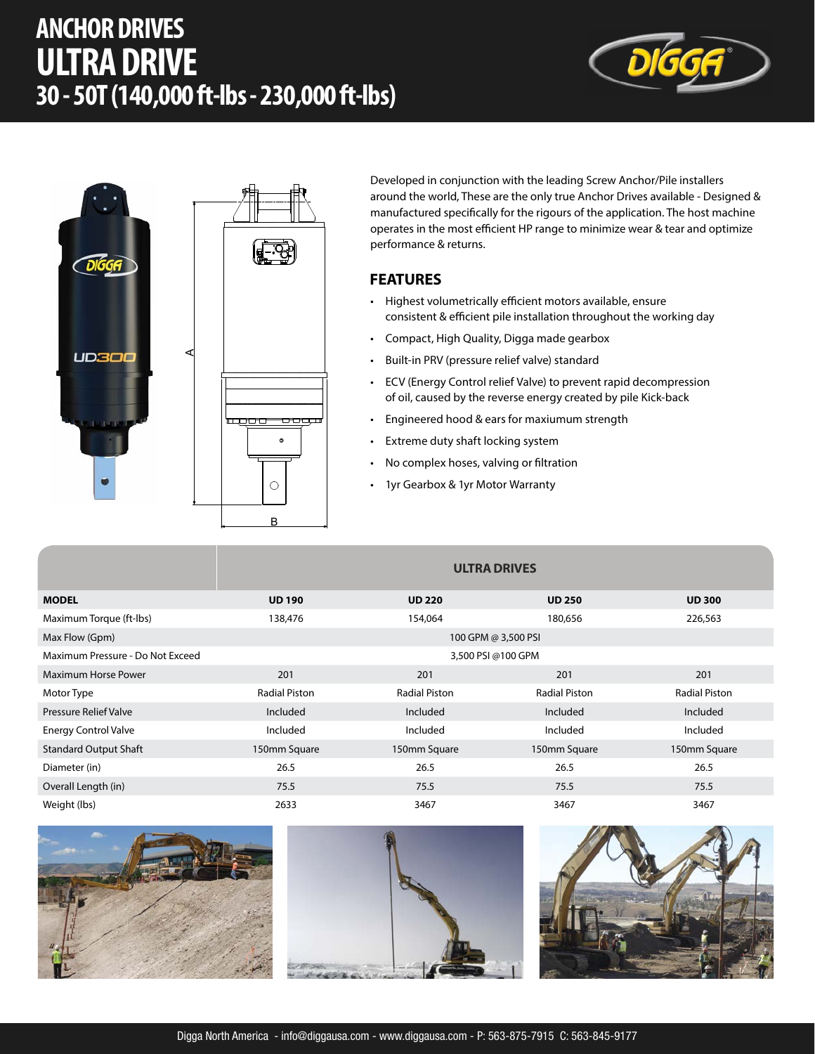# ANCHOR DRIVES
# ULTRA DRIVE
## 30 - 50T (140,000 ft-lbs - 230,000 ft-lbs)

Developed in conjunction with the leading Screw Anchor/Pile installers around the world, These are the only true Anchor Drives available - Designed & manufactured specifically for the rigours of the application. The host machine operates in the most efficient HP range to minimize wear & tear and optimize performance & returns.

## FEATURES

- Highest volumetrically efficient motors available, ensure consistent & efficient pile installation throughout the working day
- Compact, High Quality, Digga made gearbox
- Built-in PRV (pressure relief valve) standard
- ECV (Energy Control relief Valve) to prevent rapid decompression of oil, caused by the reverse energy created by pile Kick-back
- Engineered hood & ears for maxiumum strength
- Extreme duty shaft locking system
- No complex hoses, valving or filtration
- 1yr Gearbox & 1yr Motor Warranty

| | ULTRA DRIVES | | | |
|---|---|---|---|---|
| **MODEL** | **UD 190** | **UD 220** | **UD 250** | **UD 300** |
| Maximum Torque (ft-lbs) | 138,476 | 154,064 | 180,656 | 226,563 |
| Max Flow (Gpm) | 100 GPM @ 3,500 PSI | | | |
| Maximum Pressure - Do Not Exceed | 3,500 PSI @100 GPM | | | |
| Maximum Horse Power | 201 | 201 | 201 | 201 |
| Motor Type | Radial Piston | Radial Piston | Radial Piston | Radial Piston |
| Pressure Relief Valve | Included | Included | Included | Included |
| Energy Control Valve | Included | Included | Included | Included |
| Standard Output Shaft | 150mm Square | 150mm Square | 150mm Square | 150mm Square |
| Diameter (in) | 26.5 | 26.5 | 26.5 | 26.5 |
| Overall Length (in) | 75.5 | 75.5 | 75.5 | 75.5 |
| Weight (lbs) | 2633 | 3467 | 3467 | 3467 |

Digga North America - info@diggausa.com - www.diggausa.com - P: 563-875-7915 C: 563-845-9177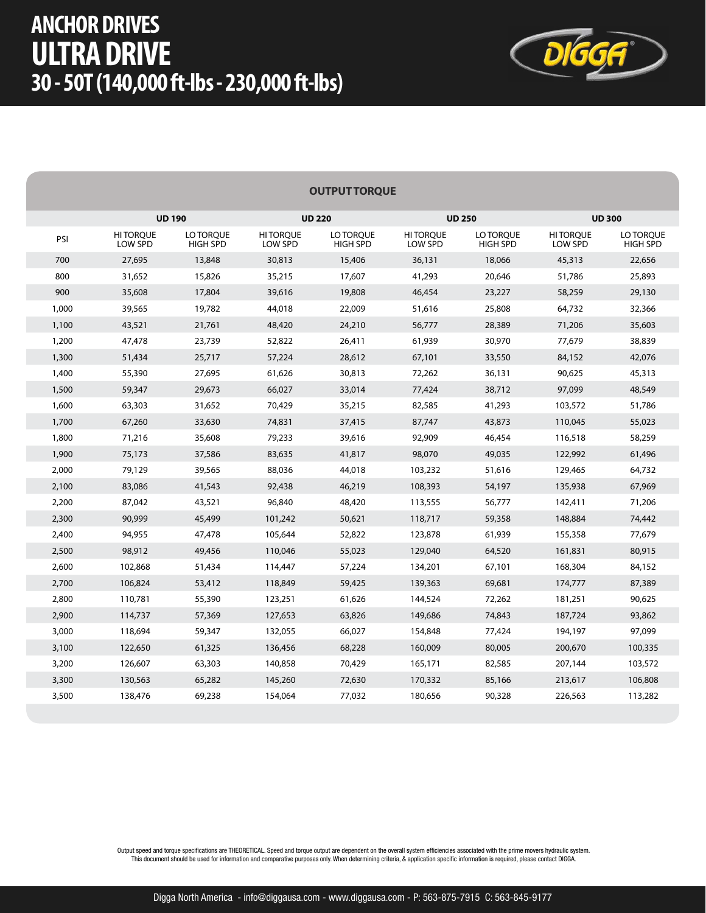# ANCHOR DRIVES
# ULTRA DRIVE
## 30 - 50T (140,000 ft-lbs - 230,000 ft-lbs)

**OUTPUT TORQUE**

| PSI | UD 190 | | UD 220 | | UD 250 | | UD 300 | |
|---|---|---|---|---|---|---|---|---|
| | HI TORQUE LOW SPD | LO TORQUE HIGH SPD | HI TORQUE LOW SPD | LO TORQUE HIGH SPD | HI TORQUE LOW SPD | LO TORQUE HIGH SPD | HI TORQUE LOW SPD | LO TORQUE HIGH SPD |
| 700 | 27,695 | 13,848 | 30,813 | 15,406 | 36,131 | 18,066 | 45,313 | 22,656 |
| 800 | 31,652 | 15,826 | 35,215 | 17,607 | 41,293 | 20,646 | 51,786 | 25,893 |
| 900 | 35,608 | 17,804 | 39,616 | 19,808 | 46,454 | 23,227 | 58,259 | 29,130 |
| 1,000 | 39,565 | 19,782 | 44,018 | 22,009 | 51,616 | 25,808 | 64,732 | 32,366 |
| 1,100 | 43,521 | 21,761 | 48,420 | 24,210 | 56,777 | 28,389 | 71,206 | 35,603 |
| 1,200 | 47,478 | 23,739 | 52,822 | 26,411 | 61,939 | 30,970 | 77,679 | 38,839 |
| 1,300 | 51,434 | 25,717 | 57,224 | 28,612 | 67,101 | 33,550 | 84,152 | 42,076 |
| 1,400 | 55,390 | 27,695 | 61,626 | 30,813 | 72,262 | 36,131 | 90,625 | 45,313 |
| 1,500 | 59,347 | 29,673 | 66,027 | 33,014 | 77,424 | 38,712 | 97,099 | 48,549 |
| 1,600 | 63,303 | 31,652 | 70,429 | 35,215 | 82,585 | 41,293 | 103,572 | 51,786 |
| 1,700 | 67,260 | 33,630 | 74,831 | 37,415 | 87,747 | 43,873 | 110,045 | 55,023 |
| 1,800 | 71,216 | 35,608 | 79,233 | 39,616 | 92,909 | 46,454 | 116,518 | 58,259 |
| 1,900 | 75,173 | 37,586 | 83,635 | 41,817 | 98,070 | 49,035 | 122,992 | 61,496 |
| 2,000 | 79,129 | 39,565 | 88,036 | 44,018 | 103,232 | 51,616 | 129,465 | 64,732 |
| 2,100 | 83,086 | 41,543 | 92,438 | 46,219 | 108,393 | 54,197 | 135,938 | 67,969 |
| 2,200 | 87,042 | 43,521 | 96,840 | 48,420 | 113,555 | 56,777 | 142,411 | 71,206 |
| 2,300 | 90,999 | 45,499 | 101,242 | 50,621 | 118,717 | 59,358 | 148,884 | 74,442 |
| 2,400 | 94,955 | 47,478 | 105,644 | 52,822 | 123,878 | 61,939 | 155,358 | 77,679 |
| 2,500 | 98,912 | 49,456 | 110,046 | 55,023 | 129,040 | 64,520 | 161,831 | 80,915 |
| 2,600 | 102,868 | 51,434 | 114,447 | 57,224 | 134,201 | 67,101 | 168,304 | 84,152 |
| 2,700 | 106,824 | 53,412 | 118,849 | 59,425 | 139,363 | 69,681 | 174,777 | 87,389 |
| 2,800 | 110,781 | 55,390 | 123,251 | 61,626 | 144,524 | 72,262 | 181,251 | 90,625 |
| 2,900 | 114,737 | 57,369 | 127,653 | 63,826 | 149,686 | 74,843 | 187,724 | 93,862 |
| 3,000 | 118,694 | 59,347 | 132,055 | 66,027 | 154,848 | 77,424 | 194,197 | 97,099 |
| 3,100 | 122,650 | 61,325 | 136,456 | 68,228 | 160,009 | 80,005 | 200,670 | 100,335 |
| 3,200 | 126,607 | 63,303 | 140,858 | 70,429 | 165,171 | 82,585 | 207,144 | 103,572 |
| 3,300 | 130,563 | 65,282 | 145,260 | 72,630 | 170,332 | 85,166 | 213,617 | 106,808 |
| 3,500 | 138,476 | 69,238 | 154,064 | 77,032 | 180,656 | 90,328 | 226,563 | 113,282 |

Output speed and torque specifications are THEORETICAL. Speed and torque output are dependent on the overall system efficiencies associated with the prime movers hydraulic system. This document should be used for information and comparative purposes only. When determining criteria, & application specific information is required, please contact DIGGA.

Digga North America - info@diggausa.com - www.diggausa.com - P: 563-875-7915 C: 563-845-9177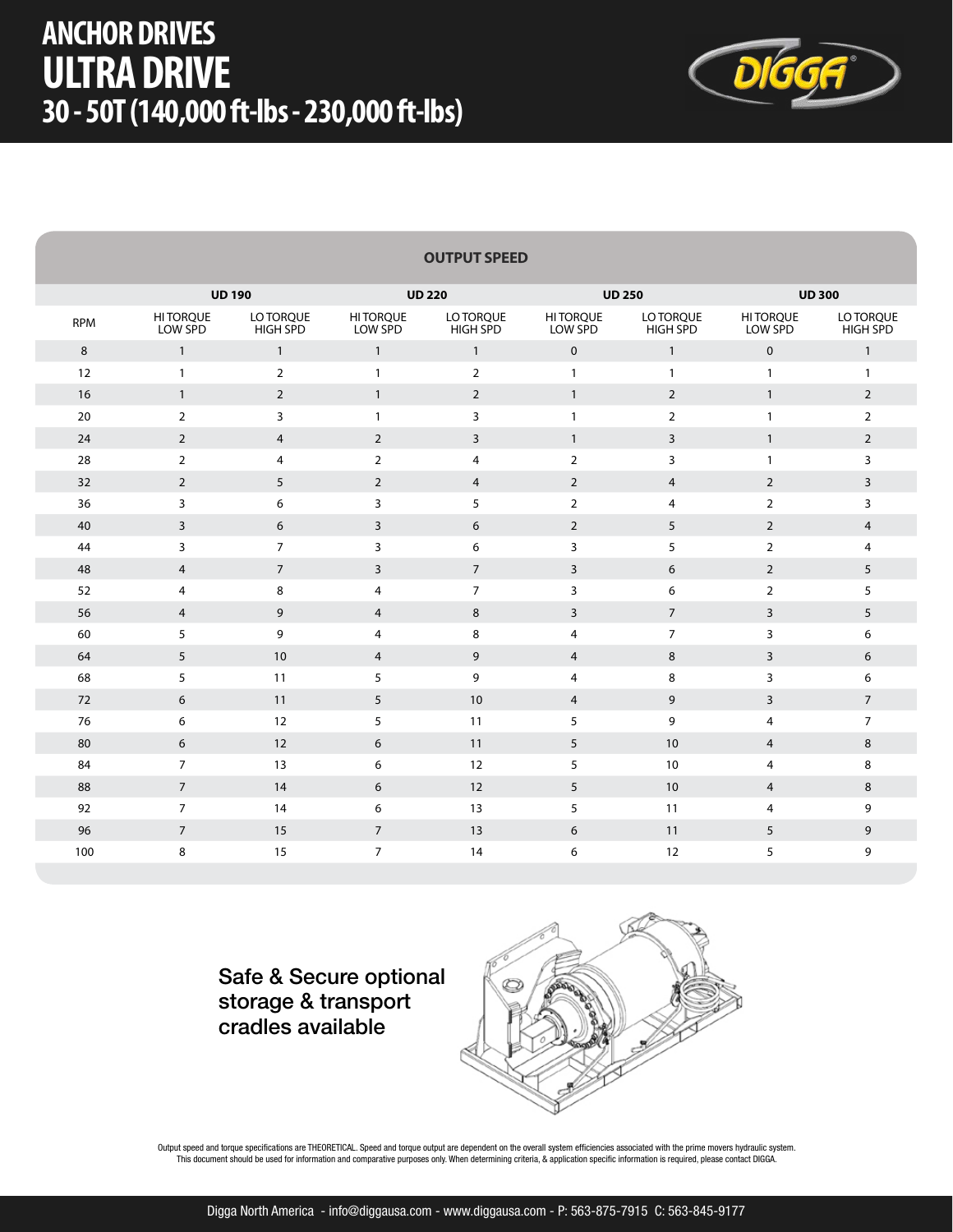# ANCHOR DRIVES
# ULTRA DRIVE
## 30 - 50T (140,000 ft-lbs - 230,000 ft-lbs)

| OUTPUT SPEED | | | | | | | | |
|---|---|---|---|---|---|---|---|---|
| | UD 190 | | UD 220 | | UD 250 | | UD 300 | |
| RPM | HI TORQUE LOW SPD | LO TORQUE HIGH SPD | HI TORQUE LOW SPD | LO TORQUE HIGH SPD | HI TORQUE LOW SPD | LO TORQUE HIGH SPD | HI TORQUE LOW SPD | LO TORQUE HIGH SPD |
| 8 | 1 | 1 | 1 | 1 | 0 | 1 | 0 | 1 |
| 12 | 1 | 2 | 1 | 2 | 1 | 1 | 1 | 1 |
| 16 | 1 | 2 | 1 | 2 | 1 | 2 | 1 | 2 |
| 20 | 2 | 3 | 1 | 3 | 1 | 2 | 1 | 2 |
| 24 | 2 | 4 | 2 | 3 | 1 | 3 | 1 | 2 |
| 28 | 2 | 4 | 2 | 4 | 2 | 3 | 1 | 3 |
| 32 | 2 | 5 | 2 | 4 | 2 | 4 | 2 | 3 |
| 36 | 3 | 6 | 3 | 5 | 2 | 4 | 2 | 3 |
| 40 | 3 | 6 | 3 | 6 | 2 | 5 | 2 | 4 |
| 44 | 3 | 7 | 3 | 6 | 3 | 5 | 2 | 4 |
| 48 | 4 | 7 | 3 | 7 | 3 | 6 | 2 | 5 |
| 52 | 4 | 8 | 4 | 7 | 3 | 6 | 2 | 5 |
| 56 | 4 | 9 | 4 | 8 | 3 | 7 | 3 | 5 |
| 60 | 5 | 9 | 4 | 8 | 4 | 7 | 3 | 6 |
| 64 | 5 | 10 | 4 | 9 | 4 | 8 | 3 | 6 |
| 68 | 5 | 11 | 5 | 9 | 4 | 8 | 3 | 6 |
| 72 | 6 | 11 | 5 | 10 | 4 | 9 | 3 | 7 |
| 76 | 6 | 12 | 5 | 11 | 5 | 9 | 4 | 7 |
| 80 | 6 | 12 | 6 | 11 | 5 | 10 | 4 | 8 |
| 84 | 7 | 13 | 6 | 12 | 5 | 10 | 4 | 8 |
| 88 | 7 | 14 | 6 | 12 | 5 | 10 | 4 | 8 |
| 92 | 7 | 14 | 6 | 13 | 5 | 11 | 4 | 9 |
| 96 | 7 | 15 | 7 | 13 | 6 | 11 | 5 | 9 |
| 100 | 8 | 15 | 7 | 14 | 6 | 12 | 5 | 9 |

Safe & Secure optional storage & transport cradles available

Output speed and torque specifications are THEORETICAL. Speed and torque output are dependent on the overall system efficiencies associated with the prime movers hydraulic system. This document should be used for information and comparative purposes only. When determining criteria, & application specific information is required, please contact DIGGA.

Digga North America - info@diggausa.com - www.diggausa.com - P: 563-875-7915 C: 563-845-9177